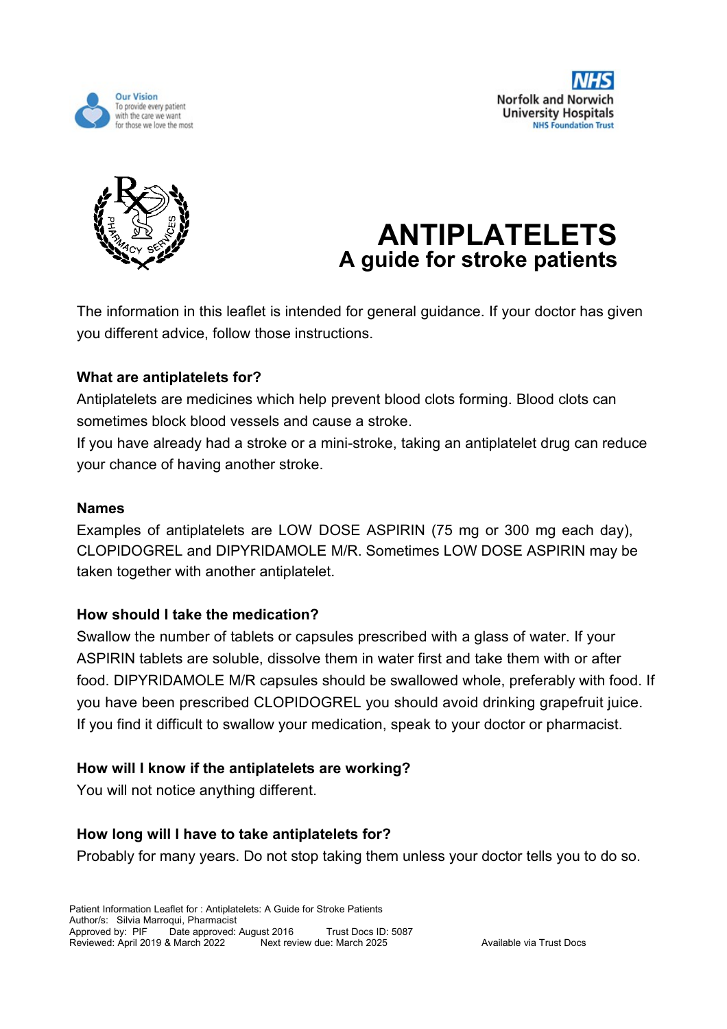Our Vision
To provide every patient with the care we want for those we love the most

NHS Norfolk and Norwich University Hospitals NHS Foundation Trust

# ANTIPLATELETS
## A guide for stroke patients

The information in this leaflet is intended for general guidance. If your doctor has given you different advice, follow those instructions.

**What are antiplatelets for?**

Antiplatelets are medicines which help prevent blood clots forming. Blood clots can sometimes block blood vessels and cause a stroke.

If you have already had a stroke or a mini-stroke, taking an antiplatelet drug can reduce your chance of having another stroke.

**Names**

Examples of antiplatelets are LOW DOSE ASPIRIN (75 mg or 300 mg each day), CLOPIDOGREL and DIPYRIDAMOLE M/R. Sometimes LOW DOSE ASPIRIN may be taken together with another antiplatelet.

**How should I take the medication?**

Swallow the number of tablets or capsules prescribed with a glass of water. If your ASPIRIN tablets are soluble, dissolve them in water first and take them with or after food. DIPYRIDAMOLE M/R capsules should be swallowed whole, preferably with food. If you have been prescribed CLOPIDOGREL you should avoid drinking grapefruit juice. If you find it difficult to swallow your medication, speak to your doctor or pharmacist.

**How will I know if the antiplatelets are working?**

You will not notice anything different.

**How long will I have to take antiplatelets for?**

Probably for many years. Do not stop taking them unless your doctor tells you to do so.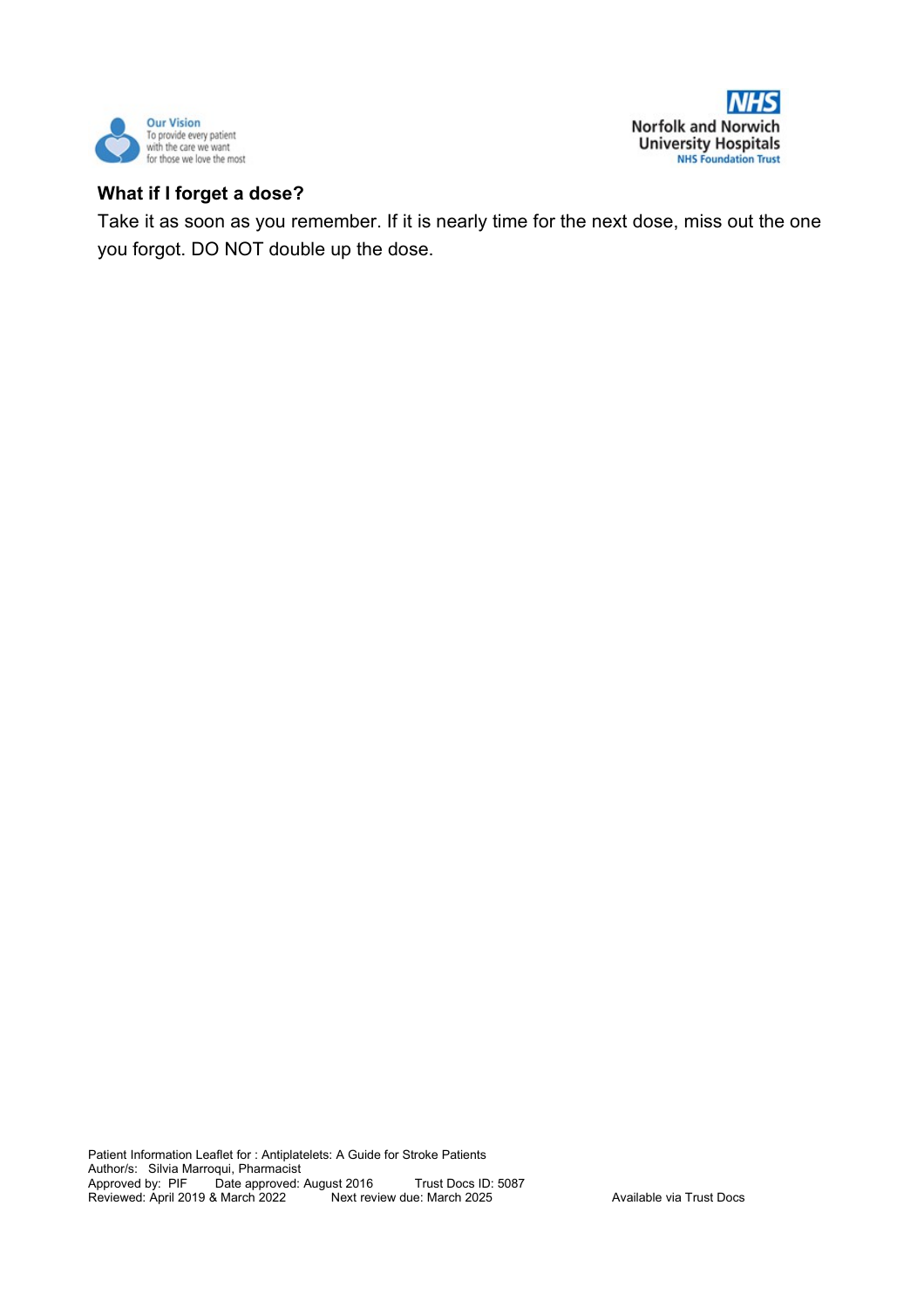**What if I forget a dose?**

Take it as soon as you remember. If it is nearly time for the next dose, miss out the one you forgot. DO NOT double up the dose.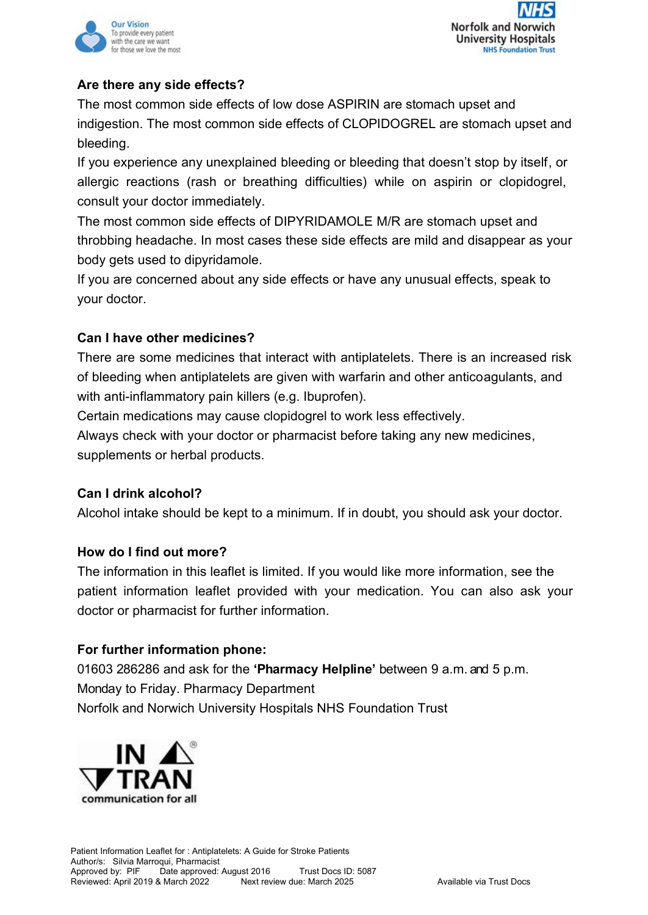## Are there any side effects?

The most common side effects of low dose ASPIRIN are stomach upset and indigestion. The most common side effects of CLOPIDOGREL are stomach upset and bleeding.

If you experience any unexplained bleeding or bleeding that doesn't stop by itself, or allergic reactions (rash or breathing difficulties) while on aspirin or clopidogrel, consult your doctor immediately.

The most common side effects of DIPYRIDAMOLE M/R are stomach upset and throbbing headache. In most cases these side effects are mild and disappear as your body gets used to dipyridamole.

If you are concerned about any side effects or have any unusual effects, speak to your doctor.

## Can I have other medicines?

There are some medicines that interact with antiplatelets. There is an increased risk of bleeding when antiplatelets are given with warfarin and other anticoagulants, and with anti-inflammatory pain killers (e.g. Ibuprofen).

Certain medications may cause clopidogrel to work less effectively.

Always check with your doctor or pharmacist before taking any new medicines, supplements or herbal products.

## Can I drink alcohol?

Alcohol intake should be kept to a minimum. If in doubt, you should ask your doctor.

## How do I find out more?

The information in this leaflet is limited. If you would like more information, see the patient information leaflet provided with your medication. You can also ask your doctor or pharmacist for further information.

## For further information phone:

01603 286286 and ask for the **'Pharmacy Helpline'** between 9 a.m. and 5 p.m. Monday to Friday. Pharmacy Department

Norfolk and Norwich University Hospitals NHS Foundation Trust

IN TRAN communication for all

Patient Information Leaflet for : Antiplatelets: A Guide for Stroke Patients
Author/s: Silvia Marroqui, Pharmacist
Approved by: PIF Date approved: August 2016 Trust Docs ID: 5087
Reviewed: April 2019 & March 2022 Next review due: March 2025 Available via Trust Docs